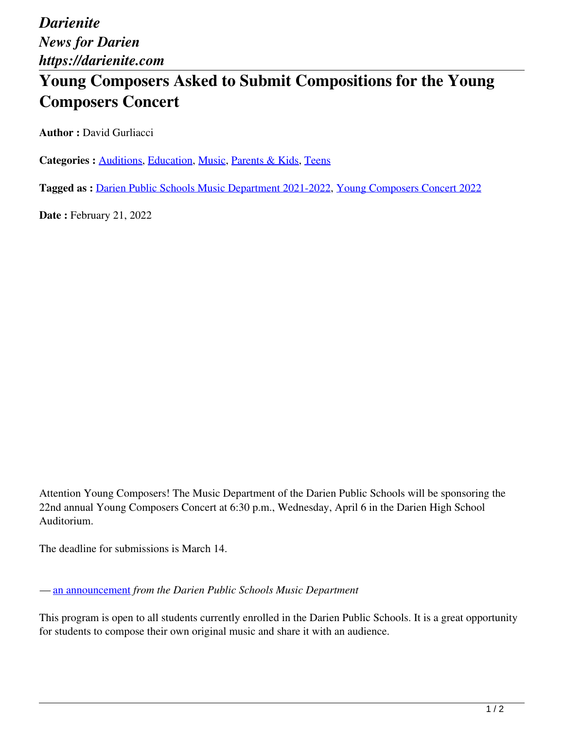*Darienite*
*News for Darien*
*https://darienite.com*

# Young Composers Asked to Submit Compositions for the Young Composers Concert

**Author :** David Gurliacci

**Categories :** Auditions, Education, Music, Parents & Kids, Teens

**Tagged as :** Darien Public Schools Music Department 2021-2022, Young Composers Concert 2022

**Date :** February 21, 2022

Attention Young Composers! The Music Department of the Darien Public Schools will be sponsoring the 22nd annual Young Composers Concert at 6:30 p.m., Wednesday, April 6 in the Darien High School Auditorium.

The deadline for submissions is March 14.

— an announcement *from the Darien Public Schools Music Department*

This program is open to all students currently enrolled in the Darien Public Schools. It is a great opportunity for students to compose their own original music and share it with an audience.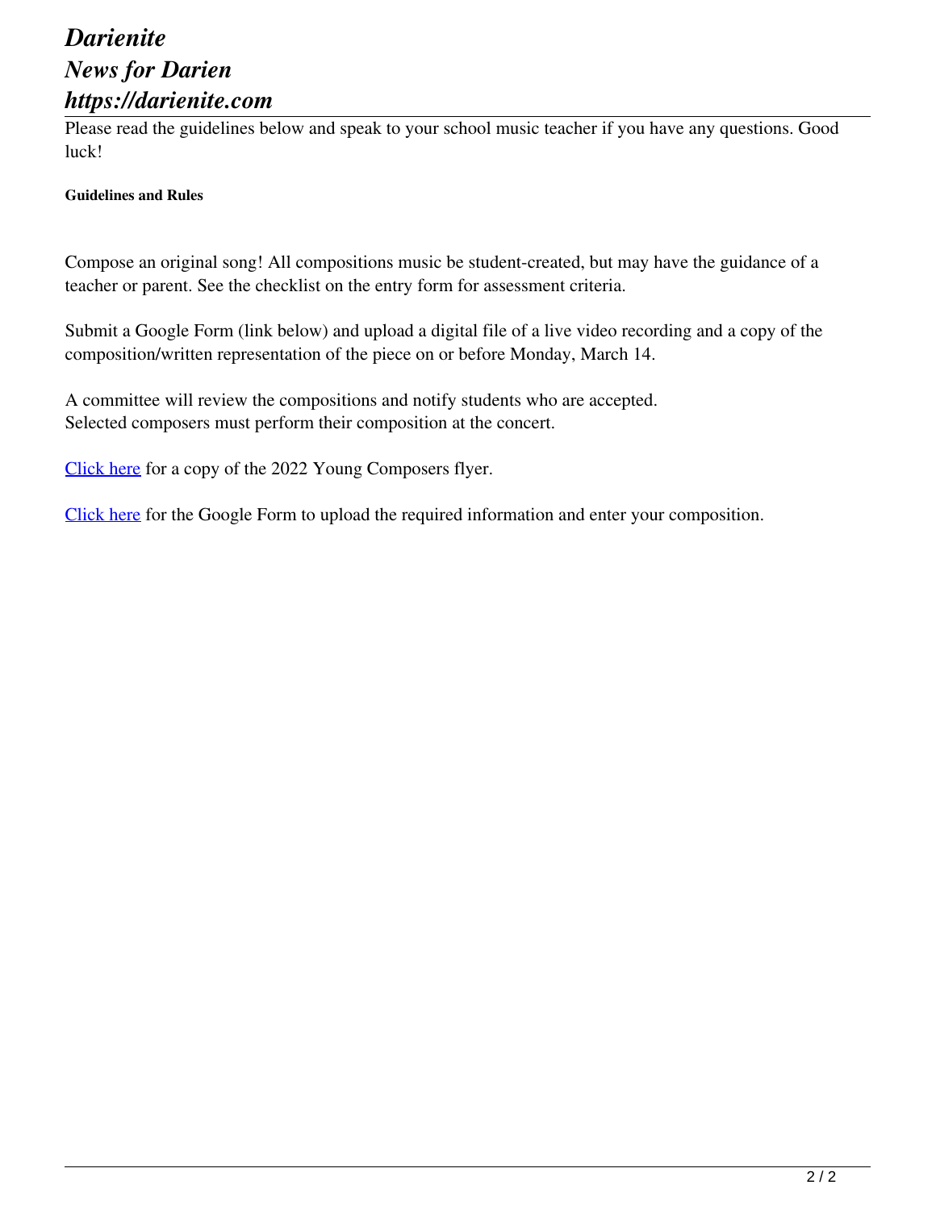Please read the guidelines below and speak to your school music teacher if you have any questions. Good luck!

**Guidelines and Rules**

Compose an original song! All compositions music be student-created, but may have the guidance of a teacher or parent. See the checklist on the entry form for assessment criteria.

Submit a Google Form (link below) and upload a digital file of a live video recording and a copy of the composition/written representation of the piece on or before Monday, March 14.

A committee will review the compositions and notify students who are accepted.
Selected composers must perform their composition at the concert.

Click here for a copy of the 2022 Young Composers flyer.

Click here for the Google Form to upload the required information and enter your composition.